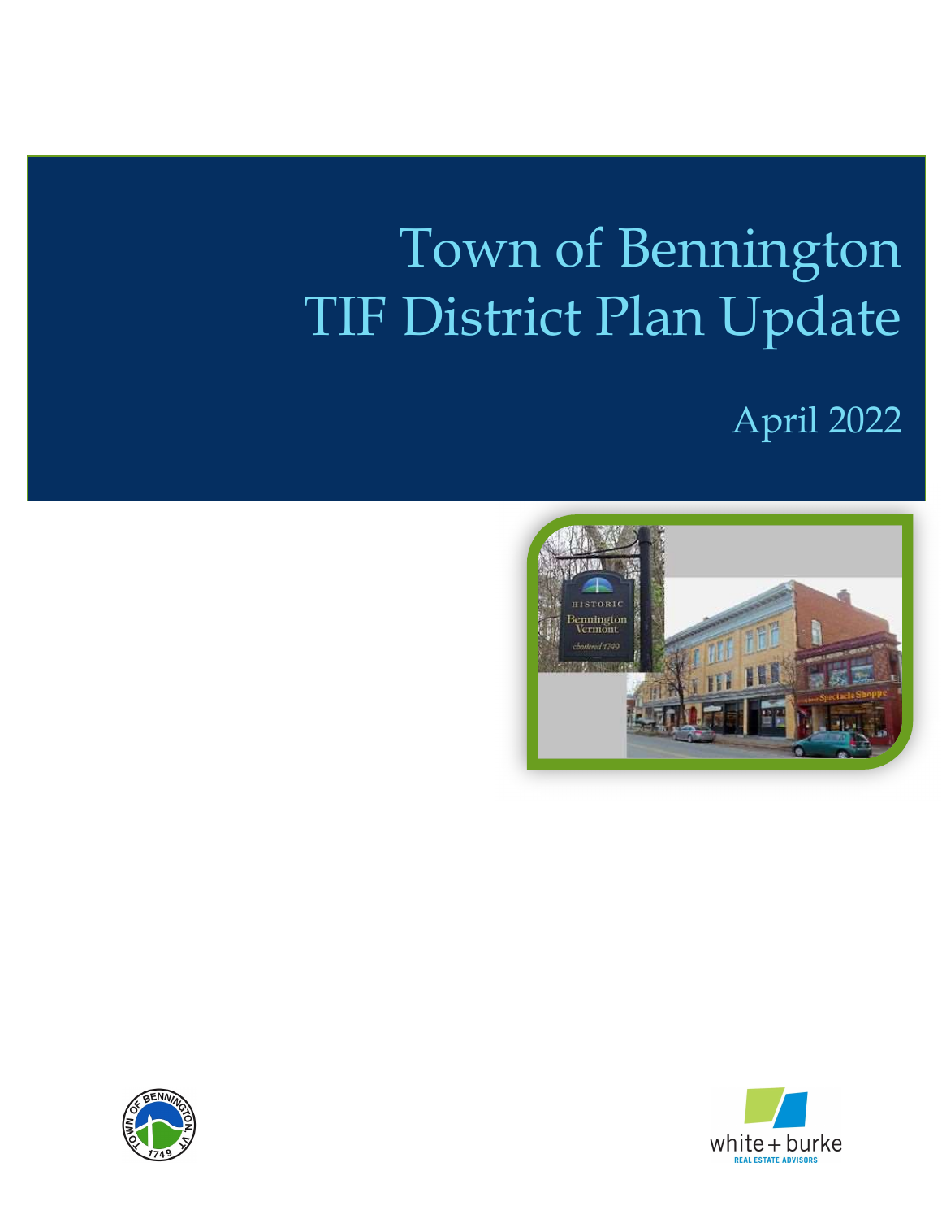# Town of Bennington TIF District Plan Update

April 2022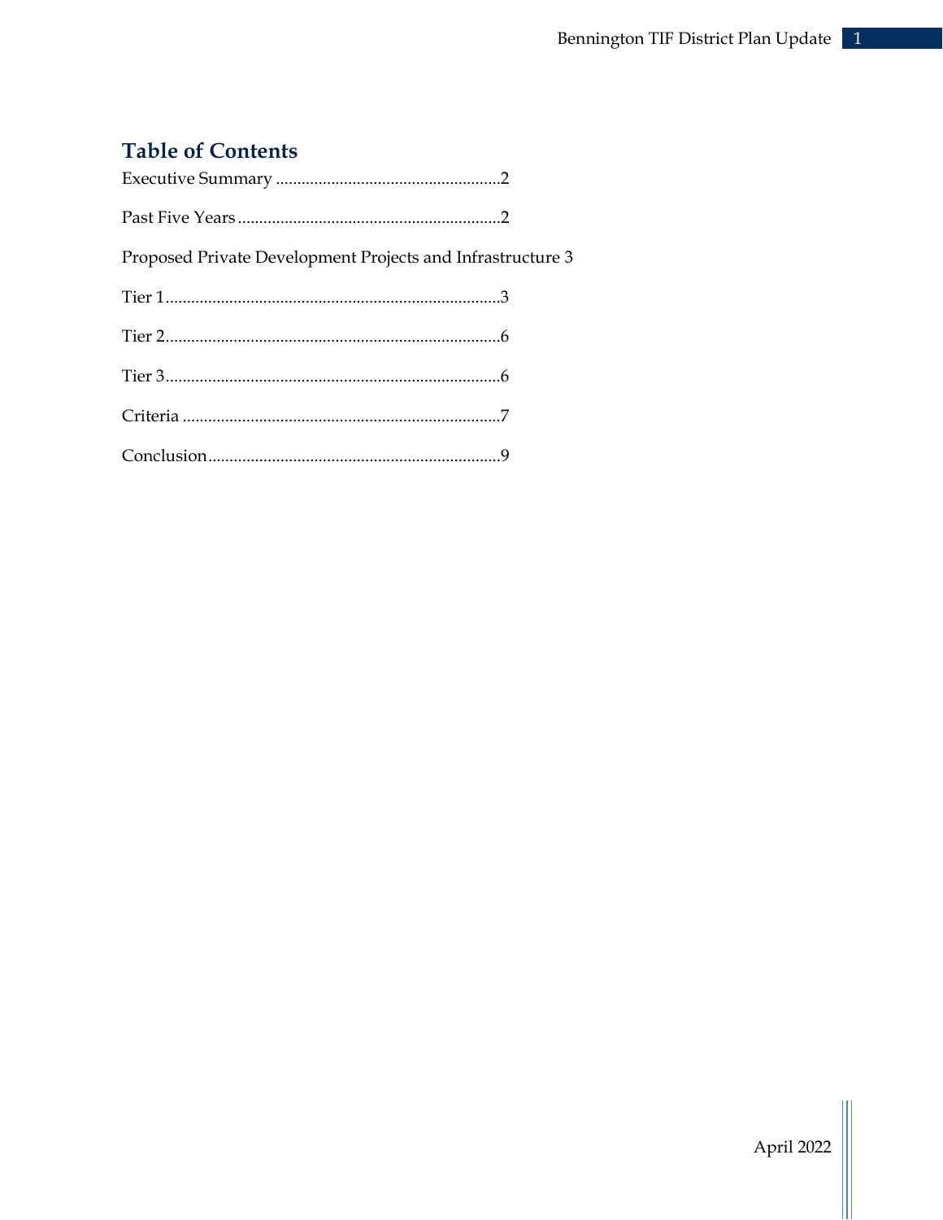## Table of Contents

Executive Summary .....................................................2

Past Five Years .............................................................2

Proposed Private Development Projects and Infrastructure 3

Tier 1...............................................................................3

Tier 2...............................................................................6

Tier 3...............................................................................6

Criteria ...........................................................................7

Conclusion.....................................................................9

April 2022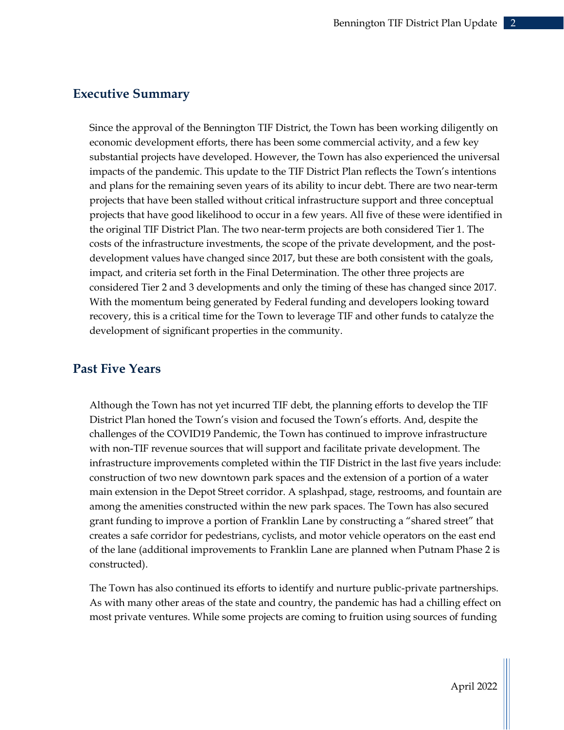## Executive Summary

Since the approval of the Bennington TIF District, the Town has been working diligently on economic development efforts, there has been some commercial activity, and a few key substantial projects have developed. However, the Town has also experienced the universal impacts of the pandemic. This update to the TIF District Plan reflects the Town's intentions and plans for the remaining seven years of its ability to incur debt. There are two near-term projects that have been stalled without critical infrastructure support and three conceptual projects that have good likelihood to occur in a few years. All five of these were identified in the original TIF District Plan. The two near-term projects are both considered Tier 1. The costs of the infrastructure investments, the scope of the private development, and the post-development values have changed since 2017, but these are both consistent with the goals, impact, and criteria set forth in the Final Determination. The other three projects are considered Tier 2 and 3 developments and only the timing of these has changed since 2017. With the momentum being generated by Federal funding and developers looking toward recovery, this is a critical time for the Town to leverage TIF and other funds to catalyze the development of significant properties in the community.

## Past Five Years

Although the Town has not yet incurred TIF debt, the planning efforts to develop the TIF District Plan honed the Town's vision and focused the Town's efforts. And, despite the challenges of the COVID19 Pandemic, the Town has continued to improve infrastructure with non-TIF revenue sources that will support and facilitate private development. The infrastructure improvements completed within the TIF District in the last five years include: construction of two new downtown park spaces and the extension of a portion of a water main extension in the Depot Street corridor. A splashpad, stage, restrooms, and fountain are among the amenities constructed within the new park spaces. The Town has also secured grant funding to improve a portion of Franklin Lane by constructing a "shared street" that creates a safe corridor for pedestrians, cyclists, and motor vehicle operators on the east end of the lane (additional improvements to Franklin Lane are planned when Putnam Phase 2 is constructed).

The Town has also continued its efforts to identify and nurture public-private partnerships. As with many other areas of the state and country, the pandemic has had a chilling effect on most private ventures. While some projects are coming to fruition using sources of funding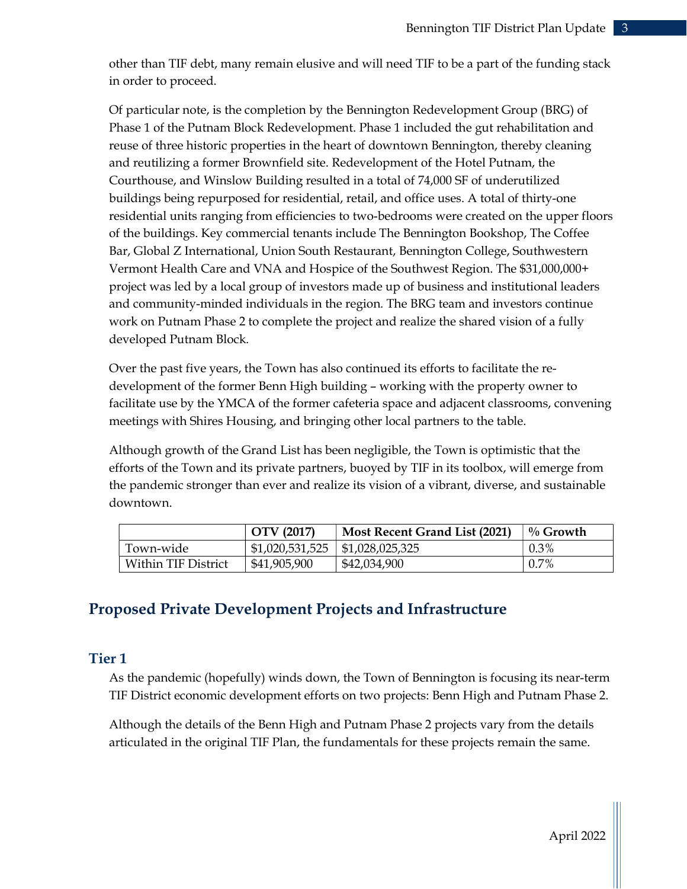other than TIF debt, many remain elusive and will need TIF to be a part of the funding stack in order to proceed.

Of particular note, is the completion by the Bennington Redevelopment Group (BRG) of Phase 1 of the Putnam Block Redevelopment. Phase 1 included the gut rehabilitation and reuse of three historic properties in the heart of downtown Bennington, thereby cleaning and reutilizing a former Brownfield site. Redevelopment of the Hotel Putnam, the Courthouse, and Winslow Building resulted in a total of 74,000 SF of underutilized buildings being repurposed for residential, retail, and office uses. A total of thirty-one residential units ranging from efficiencies to two-bedrooms were created on the upper floors of the buildings. Key commercial tenants include The Bennington Bookshop, The Coffee Bar, Global Z International, Union South Restaurant, Bennington College, Southwestern Vermont Health Care and VNA and Hospice of the Southwest Region. The $31,000,000+ project was led by a local group of investors made up of business and institutional leaders and community-minded individuals in the region. The BRG team and investors continue work on Putnam Phase 2 to complete the project and realize the shared vision of a fully developed Putnam Block.

Over the past five years, the Town has also continued its efforts to facilitate the re-development of the former Benn High building – working with the property owner to facilitate use by the YMCA of the former cafeteria space and adjacent classrooms, convening meetings with Shires Housing, and bringing other local partners to the table.

Although growth of the Grand List has been negligible, the Town is optimistic that the efforts of the Town and its private partners, buoyed by TIF in its toolbox, will emerge from the pandemic stronger than ever and realize its vision of a vibrant, diverse, and sustainable downtown.

| | **OTV (2017)** | **Most Recent Grand List (2021)** | **% Growth** |
|---|---|---|---|
| Town-wide | $1,020,531,525 | $1,028,025,325 | 0.3% |
| Within TIF District | $41,905,900 | $42,034,900 | 0.7% |

## Proposed Private Development Projects and Infrastructure

### Tier 1

As the pandemic (hopefully) winds down, the Town of Bennington is focusing its near-term TIF District economic development efforts on two projects: Benn High and Putnam Phase 2.

Although the details of the Benn High and Putnam Phase 2 projects vary from the details articulated in the original TIF Plan, the fundamentals for these projects remain the same.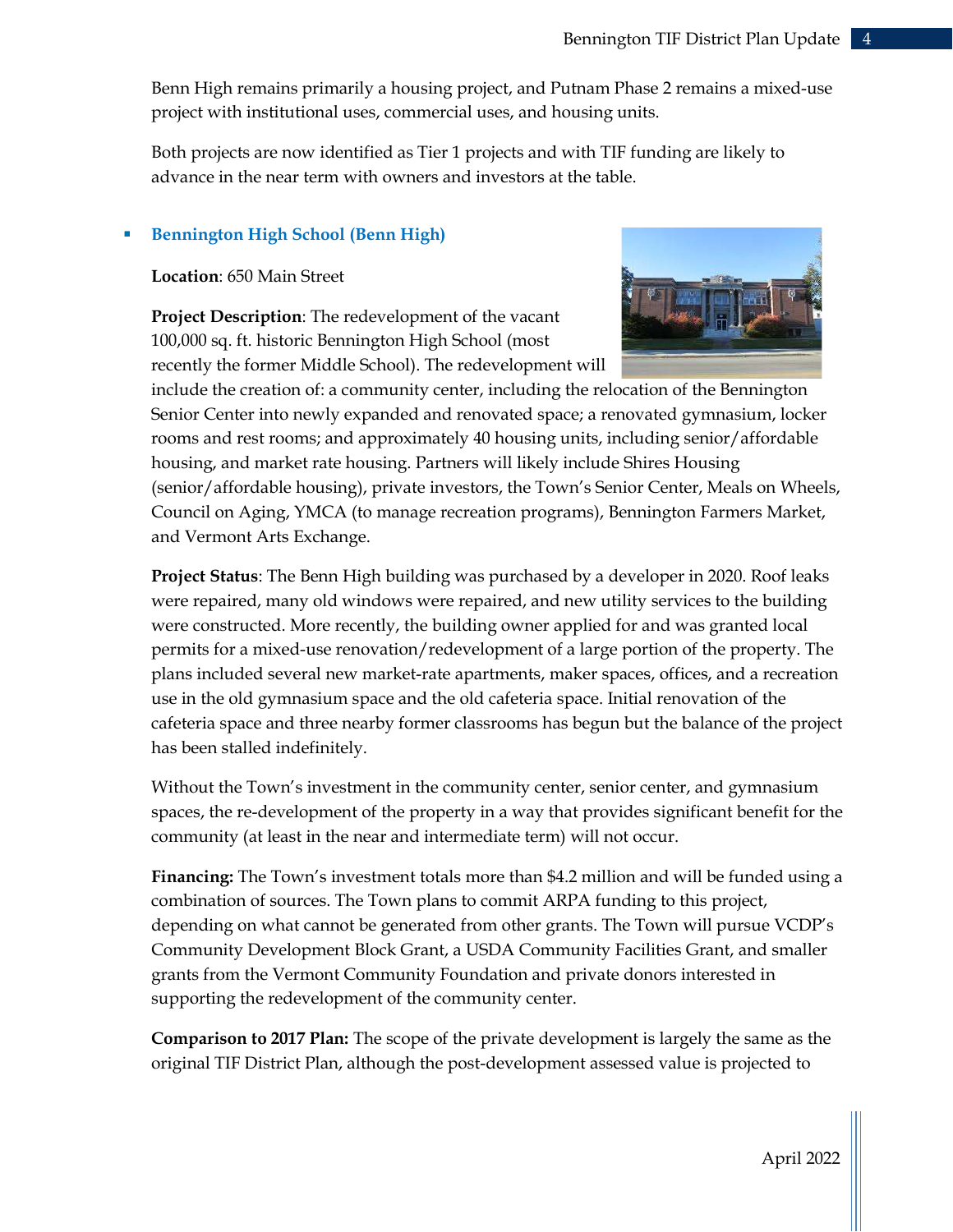Benn High remains primarily a housing project, and Putnam Phase 2 remains a mixed-use project with institutional uses, commercial uses, and housing units.

Both projects are now identified as Tier 1 projects and with TIF funding are likely to advance in the near term with owners and investors at the table.

- **Bennington High School (Benn High)**

**Location**: 650 Main Street

**Project Description**: The redevelopment of the vacant 100,000 sq. ft. historic Bennington High School (most recently the former Middle School). The redevelopment will include the creation of: a community center, including the relocation of the Bennington Senior Center into newly expanded and renovated space; a renovated gymnasium, locker rooms and rest rooms; and approximately 40 housing units, including senior/affordable housing, and market rate housing. Partners will likely include Shires Housing (senior/affordable housing), private investors, the Town's Senior Center, Meals on Wheels, Council on Aging, YMCA (to manage recreation programs), Bennington Farmers Market, and Vermont Arts Exchange.

**Project Status**: The Benn High building was purchased by a developer in 2020. Roof leaks were repaired, many old windows were repaired, and new utility services to the building were constructed. More recently, the building owner applied for and was granted local permits for a mixed-use renovation/redevelopment of a large portion of the property. The plans included several new market-rate apartments, maker spaces, offices, and a recreation use in the old gymnasium space and the old cafeteria space. Initial renovation of the cafeteria space and three nearby former classrooms has begun but the balance of the project has been stalled indefinitely.

Without the Town's investment in the community center, senior center, and gymnasium spaces, the re-development of the property in a way that provides significant benefit for the community (at least in the near and intermediate term) will not occur.

**Financing:** The Town's investment totals more than $4.2 million and will be funded using a combination of sources. The Town plans to commit ARPA funding to this project, depending on what cannot be generated from other grants. The Town will pursue VCDP's Community Development Block Grant, a USDA Community Facilities Grant, and smaller grants from the Vermont Community Foundation and private donors interested in supporting the redevelopment of the community center.

**Comparison to 2017 Plan:** The scope of the private development is largely the same as the original TIF District Plan, although the post-development assessed value is projected to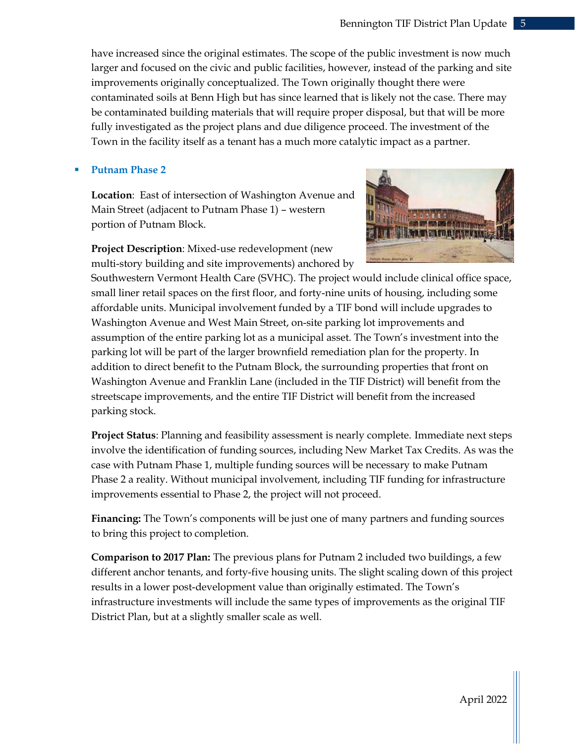have increased since the original estimates. The scope of the public investment is now much larger and focused on the civic and public facilities, however, instead of the parking and site improvements originally conceptualized. The Town originally thought there were contaminated soils at Benn High but has since learned that is likely not the case. There may be contaminated building materials that will require proper disposal, but that will be more fully investigated as the project plans and due diligence proceed. The investment of the Town in the facility itself as a tenant has a much more catalytic impact as a partner.

- **Putnam Phase 2**

  **Location**: East of intersection of Washington Avenue and Main Street (adjacent to Putnam Phase 1) – western portion of Putnam Block.

  **Project Description**: Mixed-use redevelopment (new multi-story building and site improvements) anchored by Southwestern Vermont Health Care (SVHC). The project would include clinical office space, small liner retail spaces on the first floor, and forty-nine units of housing, including some affordable units. Municipal involvement funded by a TIF bond will include upgrades to Washington Avenue and West Main Street, on-site parking lot improvements and assumption of the entire parking lot as a municipal asset. The Town's investment into the parking lot will be part of the larger brownfield remediation plan for the property. In addition to direct benefit to the Putnam Block, the surrounding properties that front on Washington Avenue and Franklin Lane (included in the TIF District) will benefit from the streetscape improvements, and the entire TIF District will benefit from the increased parking stock.

  **Project Status**: Planning and feasibility assessment is nearly complete. Immediate next steps involve the identification of funding sources, including New Market Tax Credits. As was the case with Putnam Phase 1, multiple funding sources will be necessary to make Putnam Phase 2 a reality. Without municipal involvement, including TIF funding for infrastructure improvements essential to Phase 2, the project will not proceed.

  **Financing:** The Town's components will be just one of many partners and funding sources to bring this project to completion.

  **Comparison to 2017 Plan:** The previous plans for Putnam 2 included two buildings, a few different anchor tenants, and forty-five housing units. The slight scaling down of this project results in a lower post-development value than originally estimated. The Town's infrastructure investments will include the same types of improvements as the original TIF District Plan, but at a slightly smaller scale as well.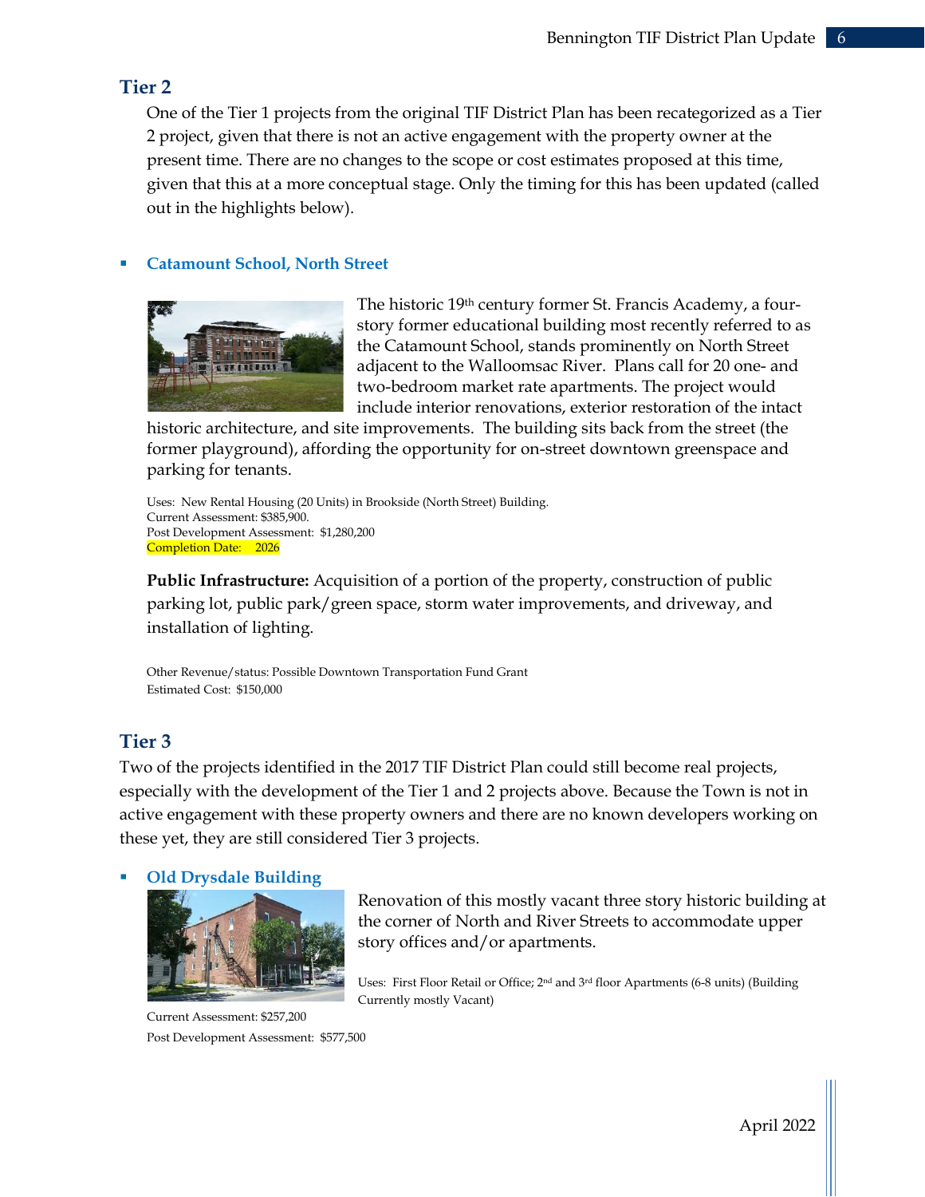## Tier 2

One of the Tier 1 projects from the original TIF District Plan has been recategorized as a Tier 2 project, given that there is not an active engagement with the property owner at the present time. There are no changes to the scope or cost estimates proposed at this time, given that this at a more conceptual stage. Only the timing for this has been updated (called out in the highlights below).

- ### Catamount School, North Street

The historic 19th century former St. Francis Academy, a four-story former educational building most recently referred to as the Catamount School, stands prominently on North Street adjacent to the Walloomsac River. Plans call for 20 one- and two-bedroom market rate apartments. The project would include interior renovations, exterior restoration of the intact historic architecture, and site improvements. The building sits back from the street (the former playground), affording the opportunity for on-street downtown greenspace and parking for tenants.

Uses: New Rental Housing (20 Units) in Brookside (North Street) Building.
Current Assessment: $385,900.
Post Development Assessment: $1,280,200
Completion Date: 2026

**Public Infrastructure:** Acquisition of a portion of the property, construction of public parking lot, public park/green space, storm water improvements, and driveway, and installation of lighting.

Other Revenue/status: Possible Downtown Transportation Fund Grant
Estimated Cost: $150,000

## Tier 3

Two of the projects identified in the 2017 TIF District Plan could still become real projects, especially with the development of the Tier 1 and 2 projects above. Because the Town is not in active engagement with these property owners and there are no known developers working on these yet, they are still considered Tier 3 projects.

- ### Old Drysdale Building

Renovation of this mostly vacant three story historic building at the corner of North and River Streets to accommodate upper story offices and/or apartments.

Uses: First Floor Retail or Office; 2nd and 3rd floor Apartments (6-8 units) (Building Currently mostly Vacant)

Current Assessment: $257,200
Post Development Assessment: $577,500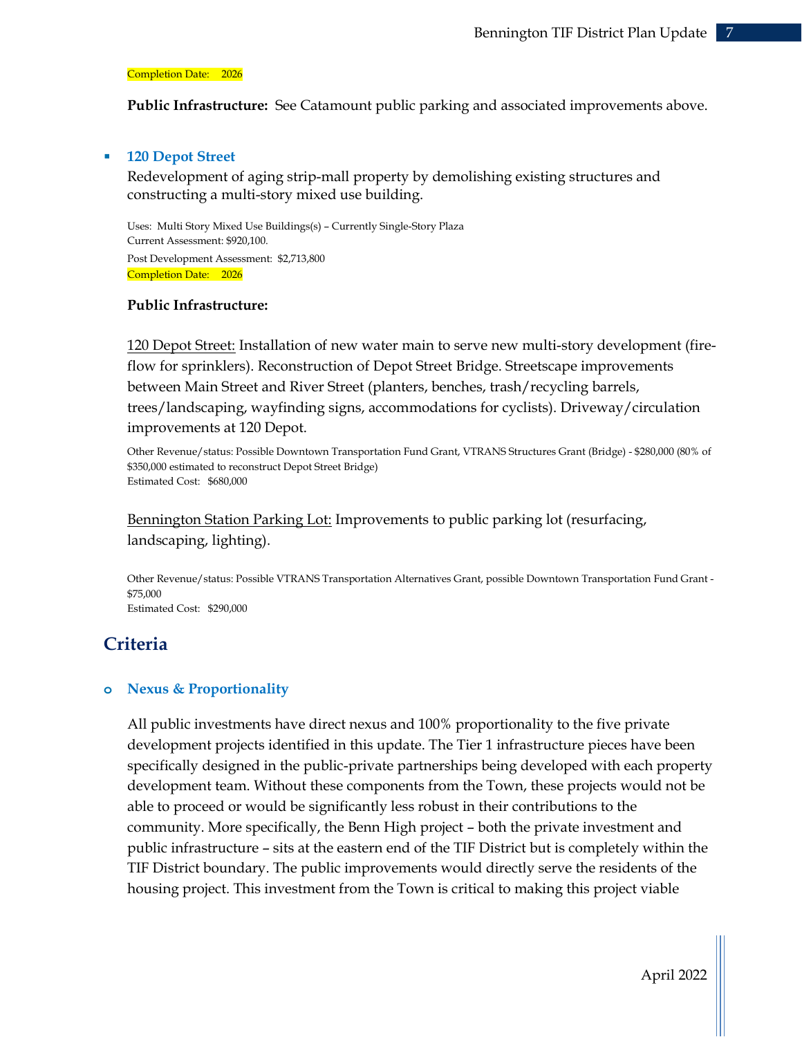Completion Date: 2026

**Public Infrastructure:** See Catamount public parking and associated improvements above.

- ### 120 Depot Street

  Redevelopment of aging strip-mall property by demolishing existing structures and constructing a multi-story mixed use building.

  Uses: Multi Story Mixed Use Buildings(s) – Currently Single-Story Plaza
  Current Assessment: $920,100.
  Post Development Assessment: $2,713,800
  Completion Date: 2026

  **Public Infrastructure:**

  120 Depot Street: Installation of new water main to serve new multi-story development (fire-flow for sprinklers). Reconstruction of Depot Street Bridge. Streetscape improvements between Main Street and River Street (planters, benches, trash/recycling barrels, trees/landscaping, wayfinding signs, accommodations for cyclists). Driveway/circulation improvements at 120 Depot.

  Other Revenue/status: Possible Downtown Transportation Fund Grant, VTRANS Structures Grant (Bridge) - $280,000 (80% of $350,000 estimated to reconstruct Depot Street Bridge)
  Estimated Cost: $680,000

  Bennington Station Parking Lot: Improvements to public parking lot (resurfacing, landscaping, lighting).

  Other Revenue/status: Possible VTRANS Transportation Alternatives Grant, possible Downtown Transportation Fund Grant - $75,000
  Estimated Cost: $290,000

## Criteria

- ### Nexus & Proportionality

  All public investments have direct nexus and 100% proportionality to the five private development projects identified in this update. The Tier 1 infrastructure pieces have been specifically designed in the public-private partnerships being developed with each property development team. Without these components from the Town, these projects would not be able to proceed or would be significantly less robust in their contributions to the community. More specifically, the Benn High project – both the private investment and public infrastructure – sits at the eastern end of the TIF District but is completely within the TIF District boundary. The public improvements would directly serve the residents of the housing project. This investment from the Town is critical to making this project viable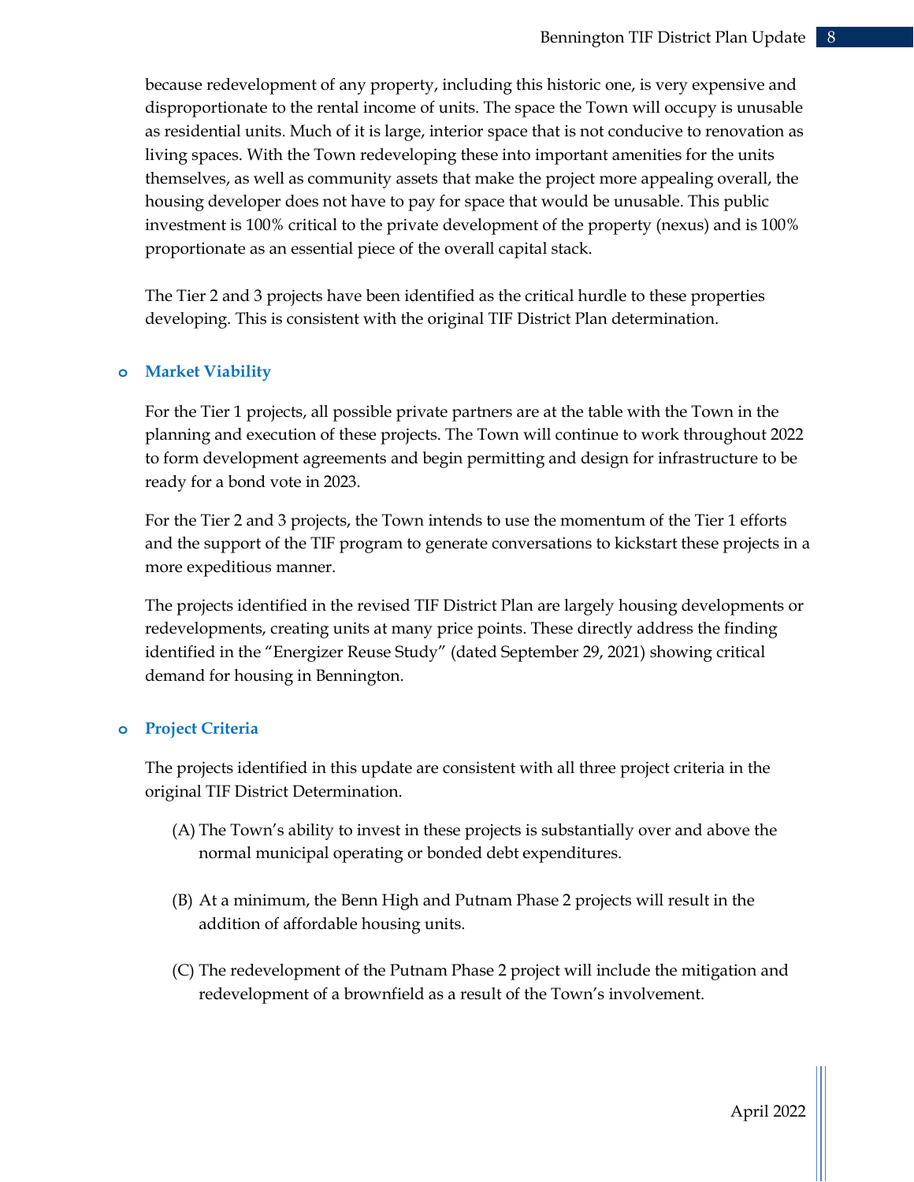because redevelopment of any property, including this historic one, is very expensive and disproportionate to the rental income of units. The space the Town will occupy is unusable as residential units. Much of it is large, interior space that is not conducive to renovation as living spaces. With the Town redeveloping these into important amenities for the units themselves, as well as community assets that make the project more appealing overall, the housing developer does not have to pay for space that would be unusable. This public investment is 100% critical to the private development of the property (nexus) and is 100% proportionate as an essential piece of the overall capital stack.

The Tier 2 and 3 projects have been identified as the critical hurdle to these properties developing. This is consistent with the original TIF District Plan determination.

- **Market Viability**

  For the Tier 1 projects, all possible private partners are at the table with the Town in the planning and execution of these projects. The Town will continue to work throughout 2022 to form development agreements and begin permitting and design for infrastructure to be ready for a bond vote in 2023.

  For the Tier 2 and 3 projects, the Town intends to use the momentum of the Tier 1 efforts and the support of the TIF program to generate conversations to kickstart these projects in a more expeditious manner.

  The projects identified in the revised TIF District Plan are largely housing developments or redevelopments, creating units at many price points. These directly address the finding identified in the "Energizer Reuse Study" (dated September 29, 2021) showing critical demand for housing in Bennington.

- **Project Criteria**

  The projects identified in this update are consistent with all three project criteria in the original TIF District Determination.

  (A) The Town's ability to invest in these projects is substantially over and above the normal municipal operating or bonded debt expenditures.

  (B) At a minimum, the Benn High and Putnam Phase 2 projects will result in the addition of affordable housing units.

  (C) The redevelopment of the Putnam Phase 2 project will include the mitigation and redevelopment of a brownfield as a result of the Town's involvement.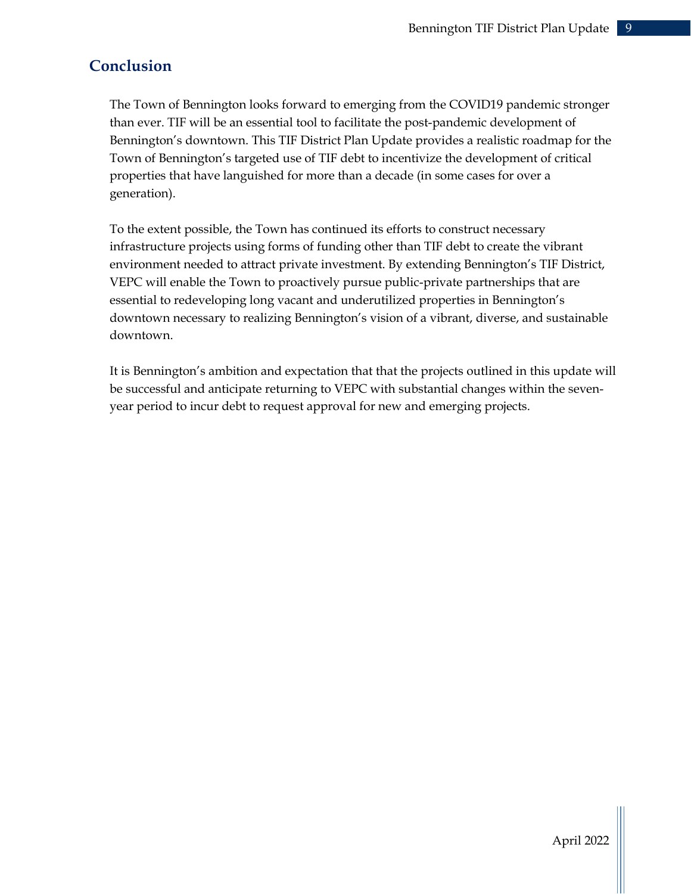## Conclusion

The Town of Bennington looks forward to emerging from the COVID19 pandemic stronger than ever. TIF will be an essential tool to facilitate the post-pandemic development of Bennington's downtown. This TIF District Plan Update provides a realistic roadmap for the Town of Bennington's targeted use of TIF debt to incentivize the development of critical properties that have languished for more than a decade (in some cases for over a generation).

To the extent possible, the Town has continued its efforts to construct necessary infrastructure projects using forms of funding other than TIF debt to create the vibrant environment needed to attract private investment. By extending Bennington's TIF District, VEPC will enable the Town to proactively pursue public-private partnerships that are essential to redeveloping long vacant and underutilized properties in Bennington's downtown necessary to realizing Bennington's vision of a vibrant, diverse, and sustainable downtown.

It is Bennington's ambition and expectation that that the projects outlined in this update will be successful and anticipate returning to VEPC with substantial changes within the seven-year period to incur debt to request approval for new and emerging projects.